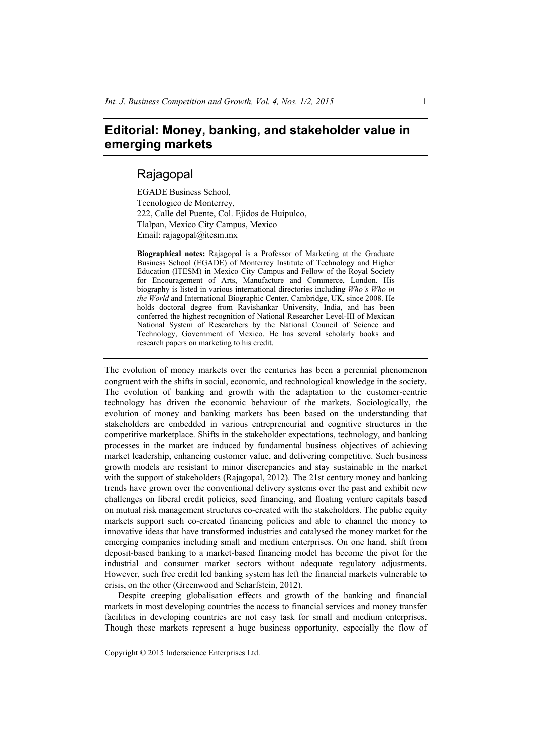# Editorial: Money, banking, and stakeholder value in emerging markets

## Rajagopal

EGADE Business School,
Tecnologico de Monterrey,
222, Calle del Puente, Col. Ejidos de Huipulco,
Tlalpan, Mexico City Campus, Mexico
Email: rajagopal@itesm.mx

**Biographical notes:** Rajagopal is a Professor of Marketing at the Graduate Business School (EGADE) of Monterrey Institute of Technology and Higher Education (ITESM) in Mexico City Campus and Fellow of the Royal Society for Encouragement of Arts, Manufacture and Commerce, London. His biography is listed in various international directories including *Who's Who in the World* and International Biographic Center, Cambridge, UK, since 2008. He holds doctoral degree from Ravishankar University, India, and has been conferred the highest recognition of National Researcher Level-III of Mexican National System of Researchers by the National Council of Science and Technology, Government of Mexico. He has several scholarly books and research papers on marketing to his credit.

---

The evolution of money markets over the centuries has been a perennial phenomenon congruent with the shifts in social, economic, and technological knowledge in the society. The evolution of banking and growth with the adaptation to the customer-centric technology has driven the economic behaviour of the markets. Sociologically, the evolution of money and banking markets has been based on the understanding that stakeholders are embedded in various entrepreneurial and cognitive structures in the competitive marketplace. Shifts in the stakeholder expectations, technology, and banking processes in the market are induced by fundamental business objectives of achieving market leadership, enhancing customer value, and delivering competitive. Such business growth models are resistant to minor discrepancies and stay sustainable in the market with the support of stakeholders (Rajagopal, 2012). The 21st century money and banking trends have grown over the conventional delivery systems over the past and exhibit new challenges on liberal credit policies, seed financing, and floating venture capitals based on mutual risk management structures co-created with the stakeholders. The public equity markets support such co-created financing policies and able to channel the money to innovative ideas that have transformed industries and catalysed the money market for the emerging companies including small and medium enterprises. On one hand, shift from deposit-based banking to a market-based financing model has become the pivot for the industrial and consumer market sectors without adequate regulatory adjustments. However, such free credit led banking system has left the financial markets vulnerable to crisis, on the other (Greenwood and Scharfstein, 2012).

Despite creeping globalisation effects and growth of the banking and financial markets in most developing countries the access to financial services and money transfer facilities in developing countries are not easy task for small and medium enterprises. Though these markets represent a huge business opportunity, especially the flow of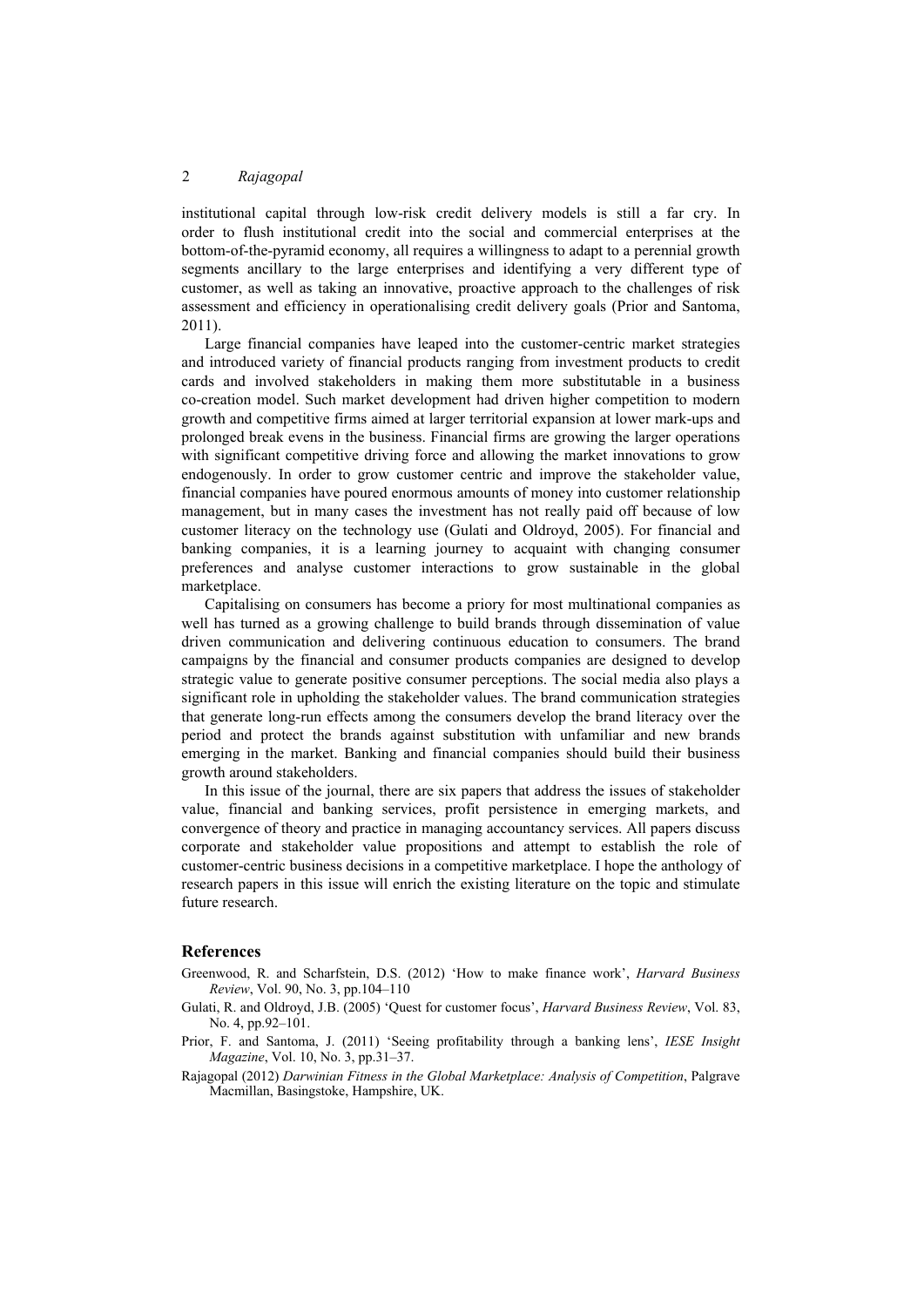institutional capital through low-risk credit delivery models is still a far cry. In order to flush institutional credit into the social and commercial enterprises at the bottom-of-the-pyramid economy, all requires a willingness to adapt to a perennial growth segments ancillary to the large enterprises and identifying a very different type of customer, as well as taking an innovative, proactive approach to the challenges of risk assessment and efficiency in operationalising credit delivery goals (Prior and Santoma, 2011).

Large financial companies have leaped into the customer-centric market strategies and introduced variety of financial products ranging from investment products to credit cards and involved stakeholders in making them more substitutable in a business co-creation model. Such market development had driven higher competition to modern growth and competitive firms aimed at larger territorial expansion at lower mark-ups and prolonged break evens in the business. Financial firms are growing the larger operations with significant competitive driving force and allowing the market innovations to grow endogenously. In order to grow customer centric and improve the stakeholder value, financial companies have poured enormous amounts of money into customer relationship management, but in many cases the investment has not really paid off because of low customer literacy on the technology use (Gulati and Oldroyd, 2005). For financial and banking companies, it is a learning journey to acquaint with changing consumer preferences and analyse customer interactions to grow sustainable in the global marketplace.

Capitalising on consumers has become a priory for most multinational companies as well has turned as a growing challenge to build brands through dissemination of value driven communication and delivering continuous education to consumers. The brand campaigns by the financial and consumer products companies are designed to develop strategic value to generate positive consumer perceptions. The social media also plays a significant role in upholding the stakeholder values. The brand communication strategies that generate long-run effects among the consumers develop the brand literacy over the period and protect the brands against substitution with unfamiliar and new brands emerging in the market. Banking and financial companies should build their business growth around stakeholders.

In this issue of the journal, there are six papers that address the issues of stakeholder value, financial and banking services, profit persistence in emerging markets, and convergence of theory and practice in managing accountancy services. All papers discuss corporate and stakeholder value propositions and attempt to establish the role of customer-centric business decisions in a competitive marketplace. I hope the anthology of research papers in this issue will enrich the existing literature on the topic and stimulate future research.

## References

Greenwood, R. and Scharfstein, D.S. (2012) 'How to make finance work', *Harvard Business Review*, Vol. 90, No. 3, pp.104–110

Gulati, R. and Oldroyd, J.B. (2005) 'Quest for customer focus', *Harvard Business Review*, Vol. 83, No. 4, pp.92–101.

Prior, F. and Santoma, J. (2011) 'Seeing profitability through a banking lens', *IESE Insight Magazine*, Vol. 10, No. 3, pp.31–37.

Rajagopal (2012) *Darwinian Fitness in the Global Marketplace: Analysis of Competition*, Palgrave Macmillan, Basingstoke, Hampshire, UK.